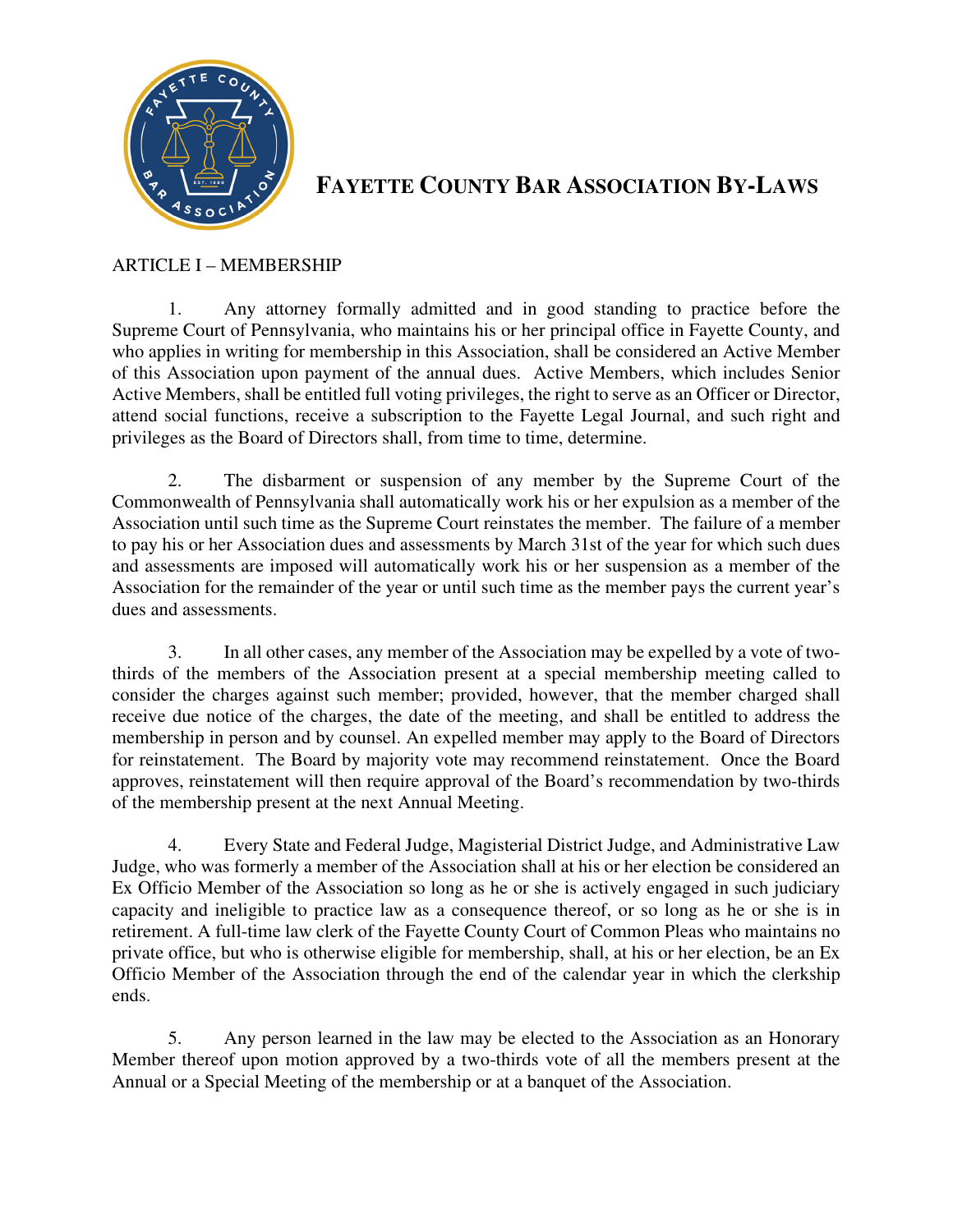# FAYETTE COUNTY BAR ASSOCIATION BY-LAWS

## ARTICLE I – MEMBERSHIP

1. Any attorney formally admitted and in good standing to practice before the Supreme Court of Pennsylvania, who maintains his or her principal office in Fayette County, and who applies in writing for membership in this Association, shall be considered an Active Member of this Association upon payment of the annual dues. Active Members, which includes Senior Active Members, shall be entitled full voting privileges, the right to serve as an Officer or Director, attend social functions, receive a subscription to the Fayette Legal Journal, and such right and privileges as the Board of Directors shall, from time to time, determine.

2. The disbarment or suspension of any member by the Supreme Court of the Commonwealth of Pennsylvania shall automatically work his or her expulsion as a member of the Association until such time as the Supreme Court reinstates the member. The failure of a member to pay his or her Association dues and assessments by March 31st of the year for which such dues and assessments are imposed will automatically work his or her suspension as a member of the Association for the remainder of the year or until such time as the member pays the current year's dues and assessments.

3. In all other cases, any member of the Association may be expelled by a vote of two-thirds of the members of the Association present at a special membership meeting called to consider the charges against such member; provided, however, that the member charged shall receive due notice of the charges, the date of the meeting, and shall be entitled to address the membership in person and by counsel. An expelled member may apply to the Board of Directors for reinstatement. The Board by majority vote may recommend reinstatement. Once the Board approves, reinstatement will then require approval of the Board's recommendation by two-thirds of the membership present at the next Annual Meeting.

4. Every State and Federal Judge, Magisterial District Judge, and Administrative Law Judge, who was formerly a member of the Association shall at his or her election be considered an Ex Officio Member of the Association so long as he or she is actively engaged in such judiciary capacity and ineligible to practice law as a consequence thereof, or so long as he or she is in retirement. A full-time law clerk of the Fayette County Court of Common Pleas who maintains no private office, but who is otherwise eligible for membership, shall, at his or her election, be an Ex Officio Member of the Association through the end of the calendar year in which the clerkship ends.

5. Any person learned in the law may be elected to the Association as an Honorary Member thereof upon motion approved by a two-thirds vote of all the members present at the Annual or a Special Meeting of the membership or at a banquet of the Association.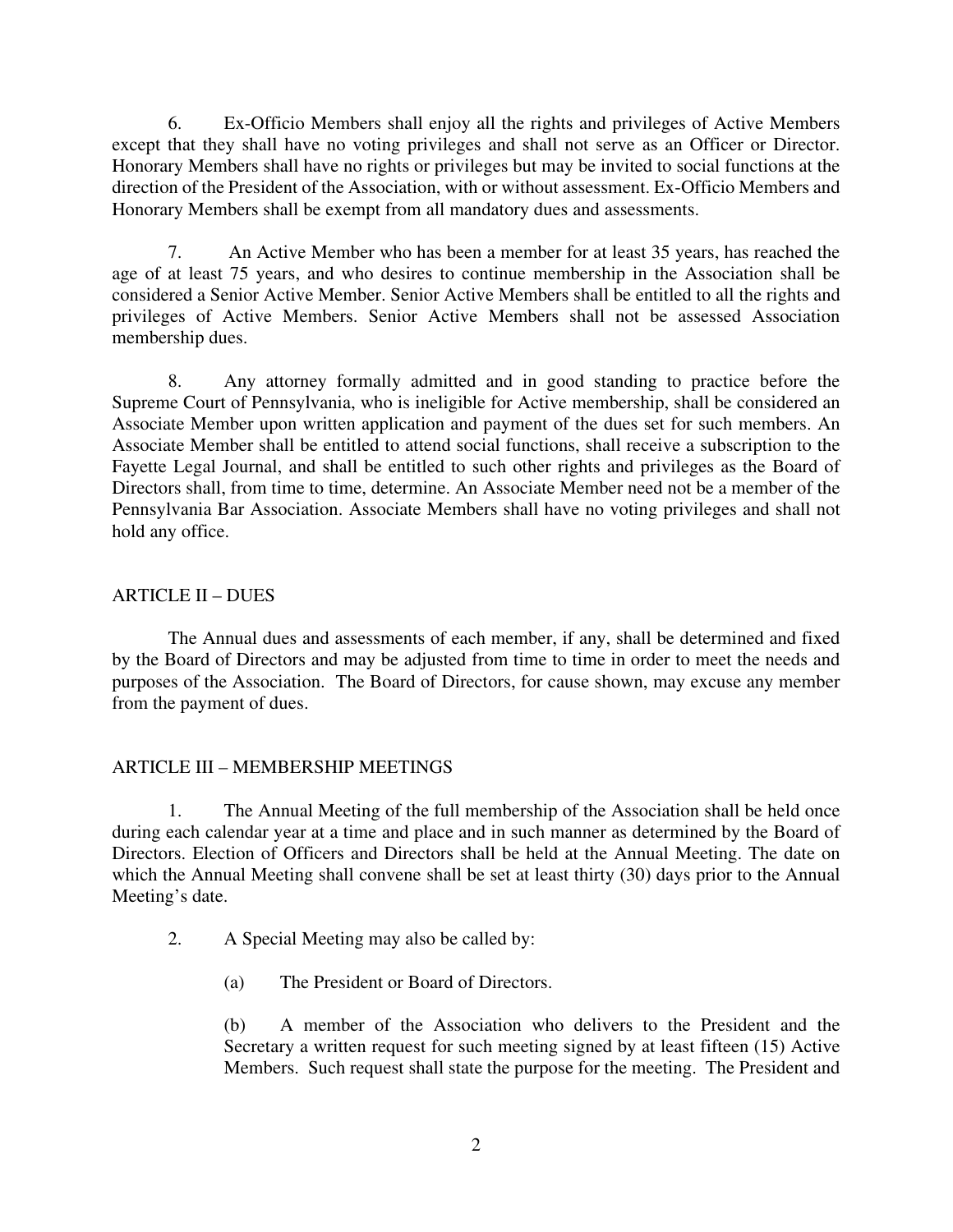6. Ex-Officio Members shall enjoy all the rights and privileges of Active Members except that they shall have no voting privileges and shall not serve as an Officer or Director. Honorary Members shall have no rights or privileges but may be invited to social functions at the direction of the President of the Association, with or without assessment. Ex-Officio Members and Honorary Members shall be exempt from all mandatory dues and assessments.

7. An Active Member who has been a member for at least 35 years, has reached the age of at least 75 years, and who desires to continue membership in the Association shall be considered a Senior Active Member. Senior Active Members shall be entitled to all the rights and privileges of Active Members. Senior Active Members shall not be assessed Association membership dues.

8. Any attorney formally admitted and in good standing to practice before the Supreme Court of Pennsylvania, who is ineligible for Active membership, shall be considered an Associate Member upon written application and payment of the dues set for such members. An Associate Member shall be entitled to attend social functions, shall receive a subscription to the Fayette Legal Journal, and shall be entitled to such other rights and privileges as the Board of Directors shall, from time to time, determine. An Associate Member need not be a member of the Pennsylvania Bar Association. Associate Members shall have no voting privileges and shall not hold any office.

## ARTICLE II – DUES

The Annual dues and assessments of each member, if any, shall be determined and fixed by the Board of Directors and may be adjusted from time to time in order to meet the needs and purposes of the Association. The Board of Directors, for cause shown, may excuse any member from the payment of dues.

## ARTICLE III – MEMBERSHIP MEETINGS

1. The Annual Meeting of the full membership of the Association shall be held once during each calendar year at a time and place and in such manner as determined by the Board of Directors. Election of Officers and Directors shall be held at the Annual Meeting. The date on which the Annual Meeting shall convene shall be set at least thirty (30) days prior to the Annual Meeting's date.

2. A Special Meeting may also be called by:

   (a) The President or Board of Directors.

   (b) A member of the Association who delivers to the President and the Secretary a written request for such meeting signed by at least fifteen (15) Active Members. Such request shall state the purpose for the meeting. The President and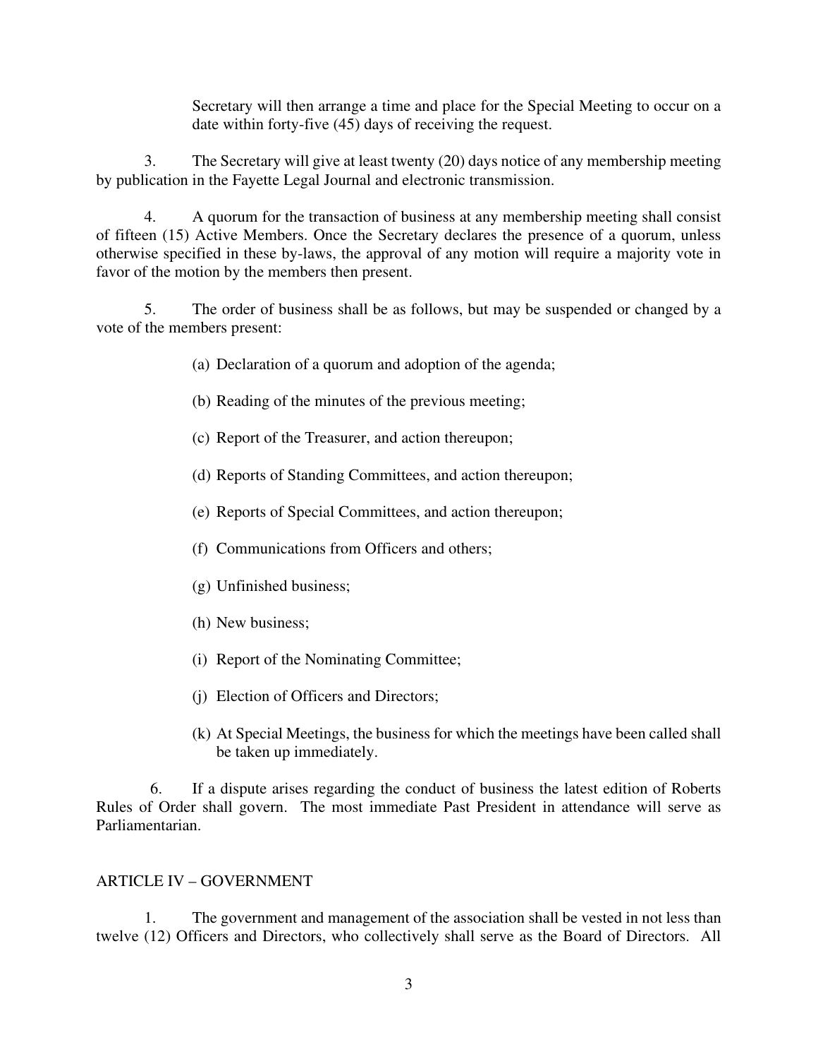Secretary will then arrange a time and place for the Special Meeting to occur on a date within forty-five (45) days of receiving the request.

3. The Secretary will give at least twenty (20) days notice of any membership meeting by publication in the Fayette Legal Journal and electronic transmission.

4. A quorum for the transaction of business at any membership meeting shall consist of fifteen (15) Active Members. Once the Secretary declares the presence of a quorum, unless otherwise specified in these by-laws, the approval of any motion will require a majority vote in favor of the motion by the members then present.

5. The order of business shall be as follows, but may be suspended or changed by a vote of the members present:

(a) Declaration of a quorum and adoption of the agenda;

(b) Reading of the minutes of the previous meeting;

(c) Report of the Treasurer, and action thereupon;

(d) Reports of Standing Committees, and action thereupon;

(e) Reports of Special Committees, and action thereupon;

(f) Communications from Officers and others;

(g) Unfinished business;

(h) New business;

(i) Report of the Nominating Committee;

(j) Election of Officers and Directors;

(k) At Special Meetings, the business for which the meetings have been called shall be taken up immediately.

6. If a dispute arises regarding the conduct of business the latest edition of Roberts Rules of Order shall govern. The most immediate Past President in attendance will serve as Parliamentarian.

## ARTICLE IV – GOVERNMENT

1. The government and management of the association shall be vested in not less than twelve (12) Officers and Directors, who collectively shall serve as the Board of Directors. All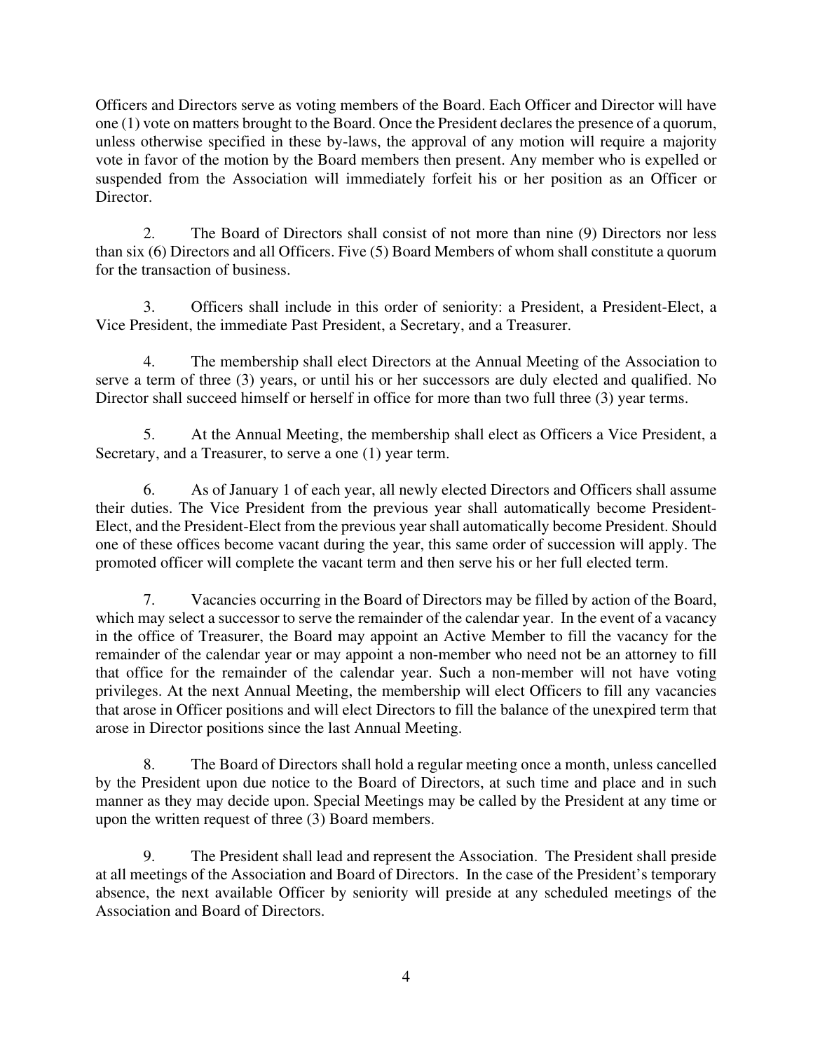Officers and Directors serve as voting members of the Board. Each Officer and Director will have one (1) vote on matters brought to the Board. Once the President declares the presence of a quorum, unless otherwise specified in these by-laws, the approval of any motion will require a majority vote in favor of the motion by the Board members then present. Any member who is expelled or suspended from the Association will immediately forfeit his or her position as an Officer or Director.

2. The Board of Directors shall consist of not more than nine (9) Directors nor less than six (6) Directors and all Officers. Five (5) Board Members of whom shall constitute a quorum for the transaction of business.

3. Officers shall include in this order of seniority: a President, a President-Elect, a Vice President, the immediate Past President, a Secretary, and a Treasurer.

4. The membership shall elect Directors at the Annual Meeting of the Association to serve a term of three (3) years, or until his or her successors are duly elected and qualified. No Director shall succeed himself or herself in office for more than two full three (3) year terms.

5. At the Annual Meeting, the membership shall elect as Officers a Vice President, a Secretary, and a Treasurer, to serve a one (1) year term.

6. As of January 1 of each year, all newly elected Directors and Officers shall assume their duties. The Vice President from the previous year shall automatically become President-Elect, and the President-Elect from the previous year shall automatically become President. Should one of these offices become vacant during the year, this same order of succession will apply. The promoted officer will complete the vacant term and then serve his or her full elected term.

7. Vacancies occurring in the Board of Directors may be filled by action of the Board, which may select a successor to serve the remainder of the calendar year. In the event of a vacancy in the office of Treasurer, the Board may appoint an Active Member to fill the vacancy for the remainder of the calendar year or may appoint a non-member who need not be an attorney to fill that office for the remainder of the calendar year. Such a non-member will not have voting privileges. At the next Annual Meeting, the membership will elect Officers to fill any vacancies that arose in Officer positions and will elect Directors to fill the balance of the unexpired term that arose in Director positions since the last Annual Meeting.

8. The Board of Directors shall hold a regular meeting once a month, unless cancelled by the President upon due notice to the Board of Directors, at such time and place and in such manner as they may decide upon. Special Meetings may be called by the President at any time or upon the written request of three (3) Board members.

9. The President shall lead and represent the Association. The President shall preside at all meetings of the Association and Board of Directors. In the case of the President's temporary absence, the next available Officer by seniority will preside at any scheduled meetings of the Association and Board of Directors.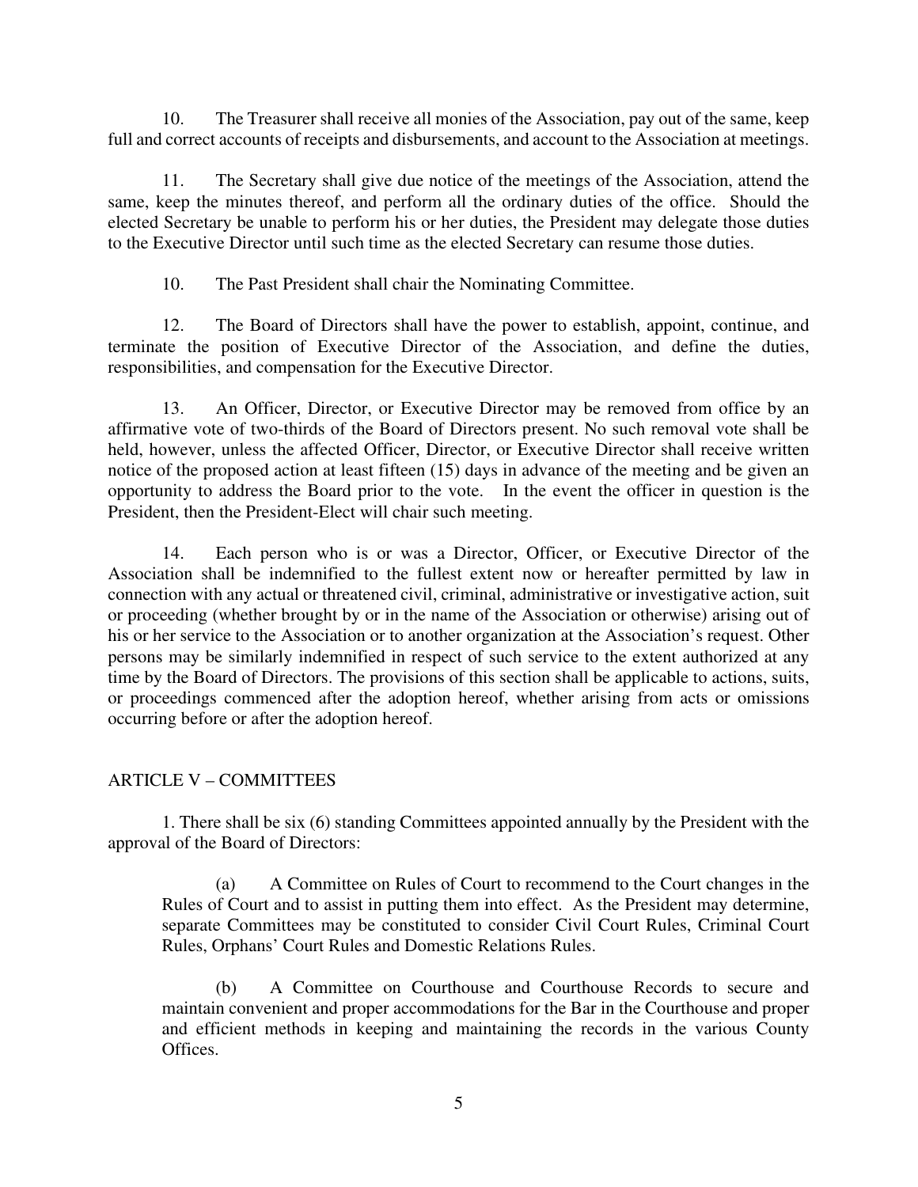10. The Treasurer shall receive all monies of the Association, pay out of the same, keep full and correct accounts of receipts and disbursements, and account to the Association at meetings.

11. The Secretary shall give due notice of the meetings of the Association, attend the same, keep the minutes thereof, and perform all the ordinary duties of the office. Should the elected Secretary be unable to perform his or her duties, the President may delegate those duties to the Executive Director until such time as the elected Secretary can resume those duties.

10. The Past President shall chair the Nominating Committee.

12. The Board of Directors shall have the power to establish, appoint, continue, and terminate the position of Executive Director of the Association, and define the duties, responsibilities, and compensation for the Executive Director.

13. An Officer, Director, or Executive Director may be removed from office by an affirmative vote of two-thirds of the Board of Directors present. No such removal vote shall be held, however, unless the affected Officer, Director, or Executive Director shall receive written notice of the proposed action at least fifteen (15) days in advance of the meeting and be given an opportunity to address the Board prior to the vote. In the event the officer in question is the President, then the President-Elect will chair such meeting.

14. Each person who is or was a Director, Officer, or Executive Director of the Association shall be indemnified to the fullest extent now or hereafter permitted by law in connection with any actual or threatened civil, criminal, administrative or investigative action, suit or proceeding (whether brought by or in the name of the Association or otherwise) arising out of his or her service to the Association or to another organization at the Association's request. Other persons may be similarly indemnified in respect of such service to the extent authorized at any time by the Board of Directors. The provisions of this section shall be applicable to actions, suits, or proceedings commenced after the adoption hereof, whether arising from acts or omissions occurring before or after the adoption hereof.

## ARTICLE V – COMMITTEES

1. There shall be six (6) standing Committees appointed annually by the President with the approval of the Board of Directors:

   (a) A Committee on Rules of Court to recommend to the Court changes in the Rules of Court and to assist in putting them into effect. As the President may determine, separate Committees may be constituted to consider Civil Court Rules, Criminal Court Rules, Orphans' Court Rules and Domestic Relations Rules.

   (b) A Committee on Courthouse and Courthouse Records to secure and maintain convenient and proper accommodations for the Bar in the Courthouse and proper and efficient methods in keeping and maintaining the records in the various County Offices.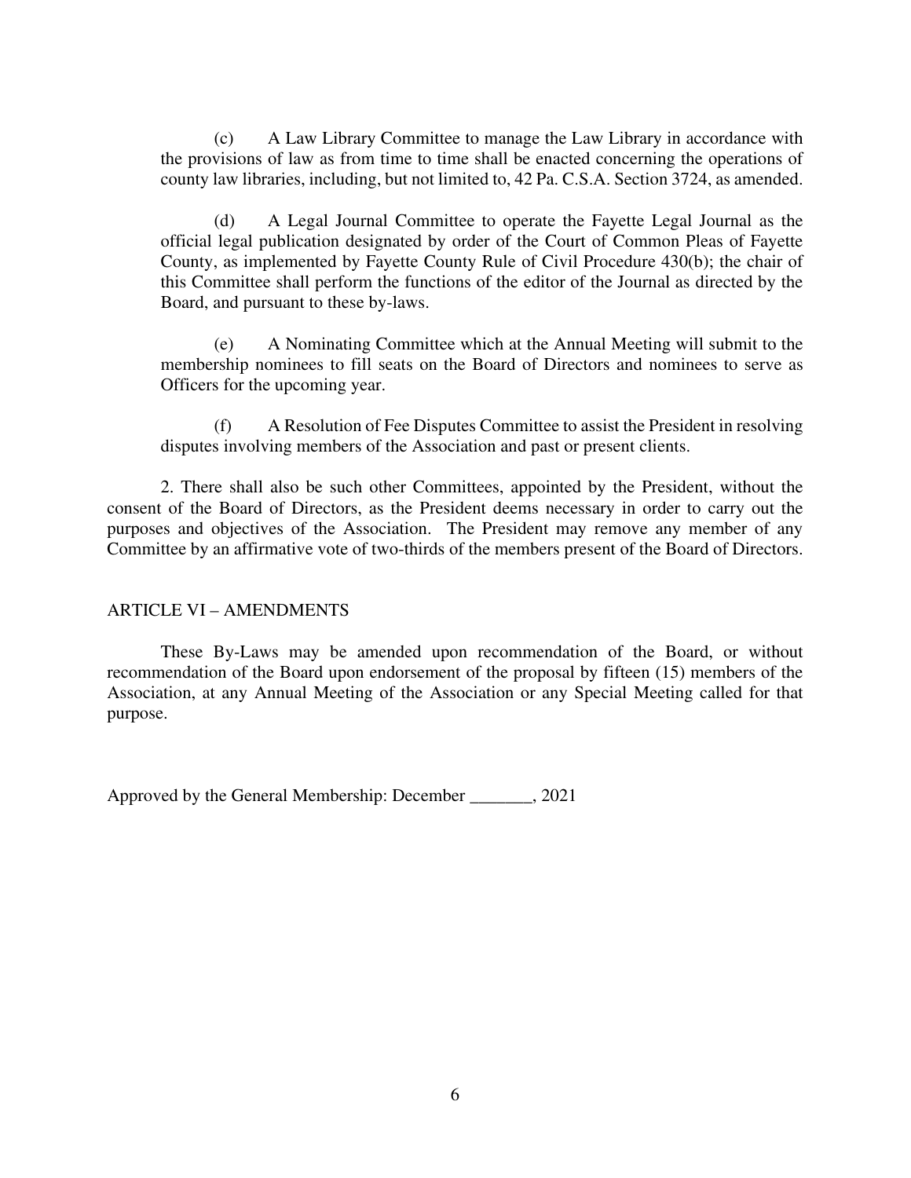(c) A Law Library Committee to manage the Law Library in accordance with the provisions of law as from time to time shall be enacted concerning the operations of county law libraries, including, but not limited to, 42 Pa. C.S.A. Section 3724, as amended.

(d) A Legal Journal Committee to operate the Fayette Legal Journal as the official legal publication designated by order of the Court of Common Pleas of Fayette County, as implemented by Fayette County Rule of Civil Procedure 430(b); the chair of this Committee shall perform the functions of the editor of the Journal as directed by the Board, and pursuant to these by-laws.

(e) A Nominating Committee which at the Annual Meeting will submit to the membership nominees to fill seats on the Board of Directors and nominees to serve as Officers for the upcoming year.

(f) A Resolution of Fee Disputes Committee to assist the President in resolving disputes involving members of the Association and past or present clients.

2. There shall also be such other Committees, appointed by the President, without the consent of the Board of Directors, as the President deems necessary in order to carry out the purposes and objectives of the Association. The President may remove any member of any Committee by an affirmative vote of two-thirds of the members present of the Board of Directors.

## ARTICLE VI – AMENDMENTS

These By-Laws may be amended upon recommendation of the Board, or without recommendation of the Board upon endorsement of the proposal by fifteen (15) members of the Association, at any Annual Meeting of the Association or any Special Meeting called for that purpose.

Approved by the General Membership: December _______, 2021